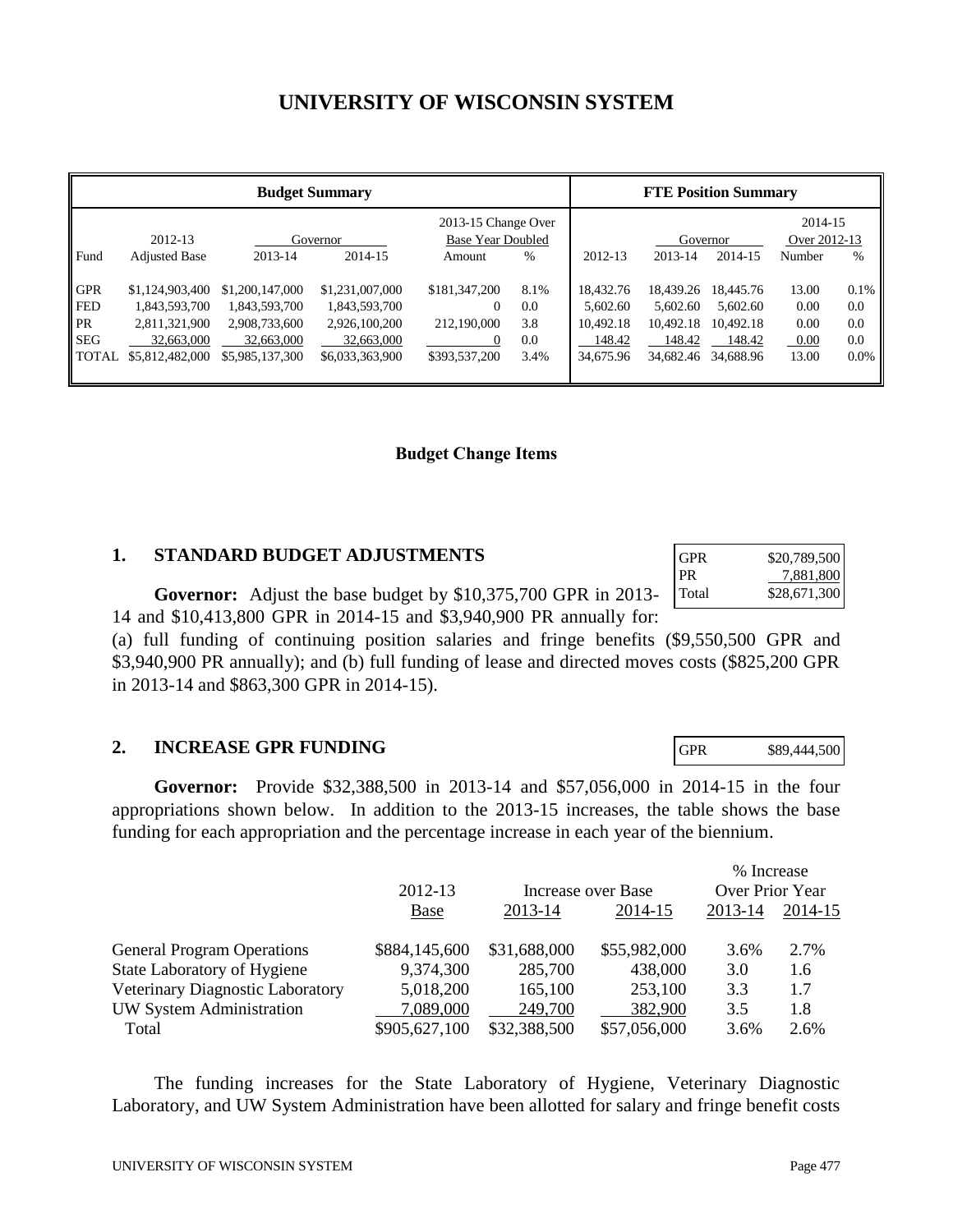# UNIVERSITY OF WISCONSIN SYSTEM

| Budget Summary | | | | | | FTE Position Summary | | | | |
|---|---|---|---|---|---|---|---|---|---|---|
| Fund | 2012-13 Adjusted Base | Governor 2013-14 | Governor 2014-15 | 2013-15 Change Over Base Year Doubled Amount | % | 2012-13 | Governor 2013-14 | Governor 2014-15 | 2014-15 Over 2012-13 Number | % |
| GPR | $1,124,903,400 | $1,200,147,000 | $1,231,007,000 | $181,347,200 | 8.1% | 18,432.76 | 18,439.26 | 18,445.76 | 13.00 | 0.1% |
| FED | 1,843,593,700 | 1,843,593,700 | 1,843,593,700 | 0 | 0.0 | 5,602.60 | 5,602.60 | 5,602.60 | 0.00 | 0.0 |
| PR | 2,811,321,900 | 2,908,733,600 | 2,926,100,200 | 212,190,000 | 3.8 | 10,492.18 | 10,492.18 | 10,492.18 | 0.00 | 0.0 |
| SEG | 32,663,000 | 32,663,000 | 32,663,000 | 0 | 0.0 | 148.42 | 148.42 | 148.42 | 0.00 | 0.0 |
| TOTAL | $5,812,482,000 | $5,985,137,300 | $6,033,363,900 | $393,537,200 | 3.4% | 34,675.96 | 34,682.46 | 34,688.96 | 13.00 | 0.0% |

## Budget Change Items

### 1. STANDARD BUDGET ADJUSTMENTS

| | |
|---|---|
| GPR | $20,789,500 |
| PR | 7,881,800 |
| Total | $28,671,300 |

**Governor:** Adjust the base budget by $10,375,700 GPR in 2013-14 and $10,413,800 GPR in 2014-15 and $3,940,900 PR annually for: (a) full funding of continuing position salaries and fringe benefits ($9,550,500 GPR and $3,940,900 PR annually); and (b) full funding of lease and directed moves costs ($825,200 GPR in 2013-14 and $863,300 GPR in 2014-15).

### 2. INCREASE GPR FUNDING

| | |
|---|---|
| GPR | $89,444,500 |

**Governor:** Provide $32,388,500 in 2013-14 and $57,056,000 in 2014-15 in the four appropriations shown below. In addition to the 2013-15 increases, the table shows the base funding for each appropriation and the percentage increase in each year of the biennium.

| | 2012-13 Base | Increase over Base 2013-14 | Increase over Base 2014-15 | % Increase Over Prior Year 2013-14 | % Increase Over Prior Year 2014-15 |
|---|---|---|---|---|---|
| General Program Operations | $884,145,600 | $31,688,000 | $55,982,000 | 3.6% | 2.7% |
| State Laboratory of Hygiene | 9,374,300 | 285,700 | 438,000 | 3.0 | 1.6 |
| Veterinary Diagnostic Laboratory | 5,018,200 | 165,100 | 253,100 | 3.3 | 1.7 |
| UW System Administration | 7,089,000 | 249,700 | 382,900 | 3.5 | 1.8 |
| Total | $905,627,100 | $32,388,500 | $57,056,000 | 3.6% | 2.6% |

The funding increases for the State Laboratory of Hygiene, Veterinary Diagnostic Laboratory, and UW System Administration have been allotted for salary and fringe benefit costs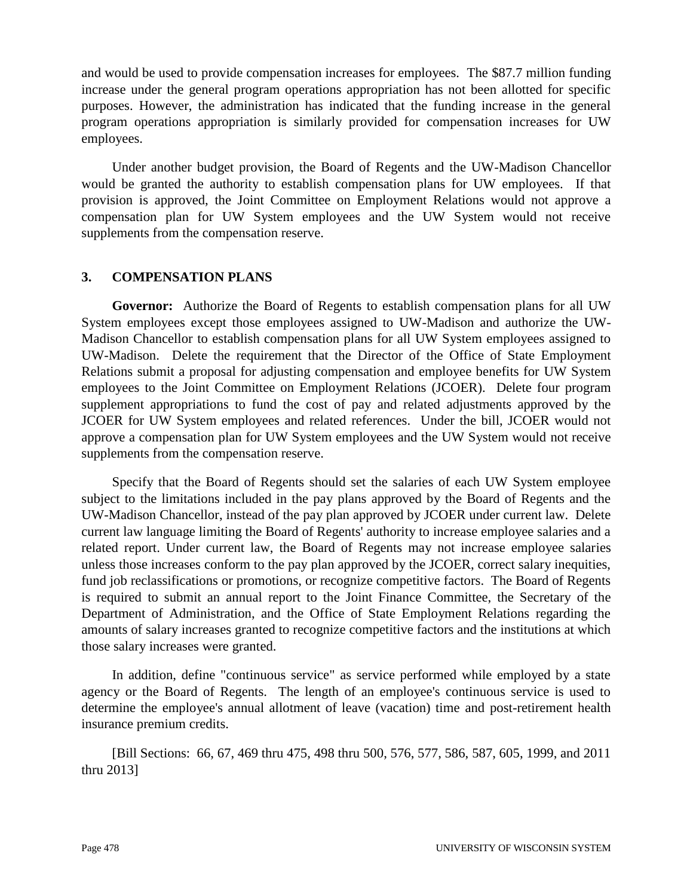and would be used to provide compensation increases for employees. The $87.7 million funding increase under the general program operations appropriation has not been allotted for specific purposes. However, the administration has indicated that the funding increase in the general program operations appropriation is similarly provided for compensation increases for UW employees.

Under another budget provision, the Board of Regents and the UW-Madison Chancellor would be granted the authority to establish compensation plans for UW employees. If that provision is approved, the Joint Committee on Employment Relations would not approve a compensation plan for UW System employees and the UW System would not receive supplements from the compensation reserve.

### 3. COMPENSATION PLANS

**Governor:** Authorize the Board of Regents to establish compensation plans for all UW System employees except those employees assigned to UW-Madison and authorize the UW-Madison Chancellor to establish compensation plans for all UW System employees assigned to UW-Madison. Delete the requirement that the Director of the Office of State Employment Relations submit a proposal for adjusting compensation and employee benefits for UW System employees to the Joint Committee on Employment Relations (JCOER). Delete four program supplement appropriations to fund the cost of pay and related adjustments approved by the JCOER for UW System employees and related references. Under the bill, JCOER would not approve a compensation plan for UW System employees and the UW System would not receive supplements from the compensation reserve.

Specify that the Board of Regents should set the salaries of each UW System employee subject to the limitations included in the pay plans approved by the Board of Regents and the UW-Madison Chancellor, instead of the pay plan approved by JCOER under current law. Delete current law language limiting the Board of Regents' authority to increase employee salaries and a related report. Under current law, the Board of Regents may not increase employee salaries unless those increases conform to the pay plan approved by the JCOER, correct salary inequities, fund job reclassifications or promotions, or recognize competitive factors. The Board of Regents is required to submit an annual report to the Joint Finance Committee, the Secretary of the Department of Administration, and the Office of State Employment Relations regarding the amounts of salary increases granted to recognize competitive factors and the institutions at which those salary increases were granted.

In addition, define "continuous service" as service performed while employed by a state agency or the Board of Regents. The length of an employee's continuous service is used to determine the employee's annual allotment of leave (vacation) time and post-retirement health insurance premium credits.

[Bill Sections: 66, 67, 469 thru 475, 498 thru 500, 576, 577, 586, 587, 605, 1999, and 2011 thru 2013]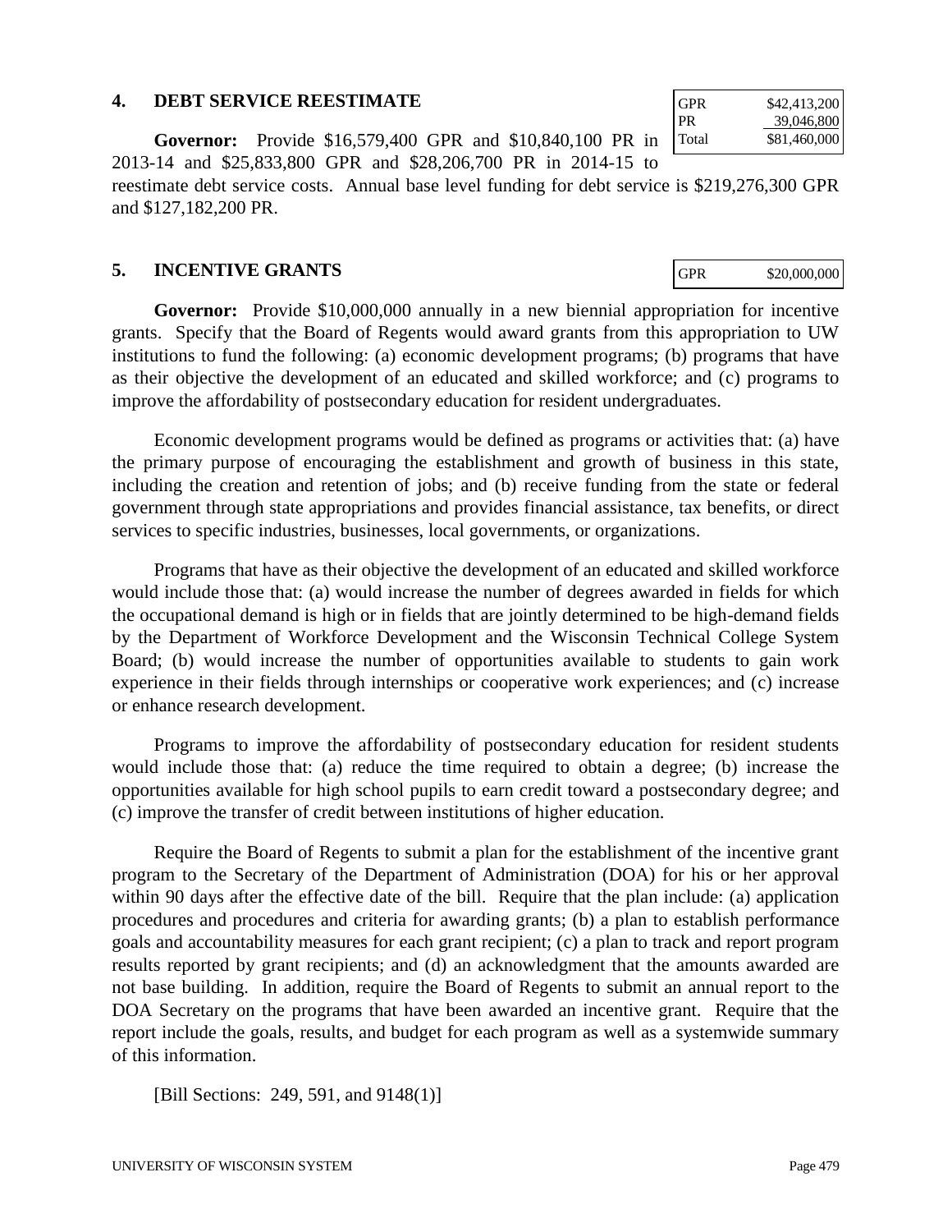## 4. DEBT SERVICE REESTIMATE

| | |
|---|---|
| GPR | $42,413,200 |
| PR | 39,046,800 |
| Total | $81,460,000 |

**Governor:** Provide $16,579,400 GPR and $10,840,100 PR in 2013-14 and $25,833,800 GPR and $28,206,700 PR in 2014-15 to reestimate debt service costs. Annual base level funding for debt service is $219,276,300 GPR and $127,182,200 PR.

## 5. INCENTIVE GRANTS

| | |
|---|---|
| GPR | $20,000,000 |

**Governor:** Provide $10,000,000 annually in a new biennial appropriation for incentive grants. Specify that the Board of Regents would award grants from this appropriation to UW institutions to fund the following: (a) economic development programs; (b) programs that have as their objective the development of an educated and skilled workforce; and (c) programs to improve the affordability of postsecondary education for resident undergraduates.

Economic development programs would be defined as programs or activities that: (a) have the primary purpose of encouraging the establishment and growth of business in this state, including the creation and retention of jobs; and (b) receive funding from the state or federal government through state appropriations and provides financial assistance, tax benefits, or direct services to specific industries, businesses, local governments, or organizations.

Programs that have as their objective the development of an educated and skilled workforce would include those that: (a) would increase the number of degrees awarded in fields for which the occupational demand is high or in fields that are jointly determined to be high-demand fields by the Department of Workforce Development and the Wisconsin Technical College System Board; (b) would increase the number of opportunities available to students to gain work experience in their fields through internships or cooperative work experiences; and (c) increase or enhance research development.

Programs to improve the affordability of postsecondary education for resident students would include those that: (a) reduce the time required to obtain a degree; (b) increase the opportunities available for high school pupils to earn credit toward a postsecondary degree; and (c) improve the transfer of credit between institutions of higher education.

Require the Board of Regents to submit a plan for the establishment of the incentive grant program to the Secretary of the Department of Administration (DOA) for his or her approval within 90 days after the effective date of the bill. Require that the plan include: (a) application procedures and procedures and criteria for awarding grants; (b) a plan to establish performance goals and accountability measures for each grant recipient; (c) a plan to track and report program results reported by grant recipients; and (d) an acknowledgment that the amounts awarded are not base building. In addition, require the Board of Regents to submit an annual report to the DOA Secretary on the programs that have been awarded an incentive grant. Require that the report include the goals, results, and budget for each program as well as a systemwide summary of this information.

[Bill Sections: 249, 591, and 9148(1)]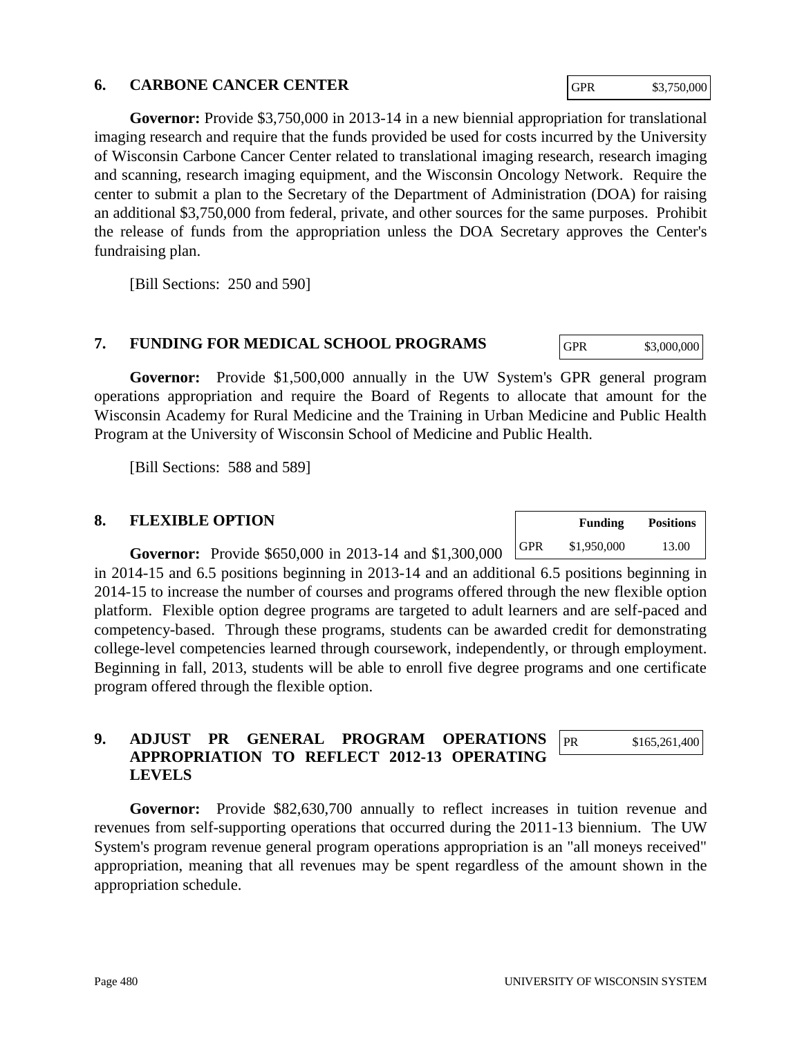## 6. CARBONE CANCER CENTER

| GPR | $3,750,000 |
|---|---|

**Governor:** Provide $3,750,000 in 2013-14 in a new biennial appropriation for translational imaging research and require that the funds provided be used for costs incurred by the University of Wisconsin Carbone Cancer Center related to translational imaging research, research imaging and scanning, research imaging equipment, and the Wisconsin Oncology Network. Require the center to submit a plan to the Secretary of the Department of Administration (DOA) for raising an additional $3,750,000 from federal, private, and other sources for the same purposes. Prohibit the release of funds from the appropriation unless the DOA Secretary approves the Center's fundraising plan.

[Bill Sections: 250 and 590]

## 7. FUNDING FOR MEDICAL SCHOOL PROGRAMS

| GPR | $3,000,000 |
|---|---|

**Governor:** Provide $1,500,000 annually in the UW System's GPR general program operations appropriation and require the Board of Regents to allocate that amount for the Wisconsin Academy for Rural Medicine and the Training in Urban Medicine and Public Health Program at the University of Wisconsin School of Medicine and Public Health.

[Bill Sections: 588 and 589]

## 8. FLEXIBLE OPTION

| | Funding | Positions |
|---|---|---|
| GPR | $1,950,000 | 13.00 |

**Governor:** Provide $650,000 in 2013-14 and $1,300,000 in 2014-15 and 6.5 positions beginning in 2013-14 and an additional 6.5 positions beginning in 2014-15 to increase the number of courses and programs offered through the new flexible option platform. Flexible option degree programs are targeted to adult learners and are self-paced and competency-based. Through these programs, students can be awarded credit for demonstrating college-level competencies learned through coursework, independently, or through employment. Beginning in fall, 2013, students will be able to enroll five degree programs and one certificate program offered through the flexible option.

## 9. ADJUST PR GENERAL PROGRAM OPERATIONS APPROPRIATION TO REFLECT 2012-13 OPERATING LEVELS

| PR | $165,261,400 |
|---|---|

**Governor:** Provide $82,630,700 annually to reflect increases in tuition revenue and revenues from self-supporting operations that occurred during the 2011-13 biennium. The UW System's program revenue general program operations appropriation is an "all moneys received" appropriation, meaning that all revenues may be spent regardless of the amount shown in the appropriation schedule.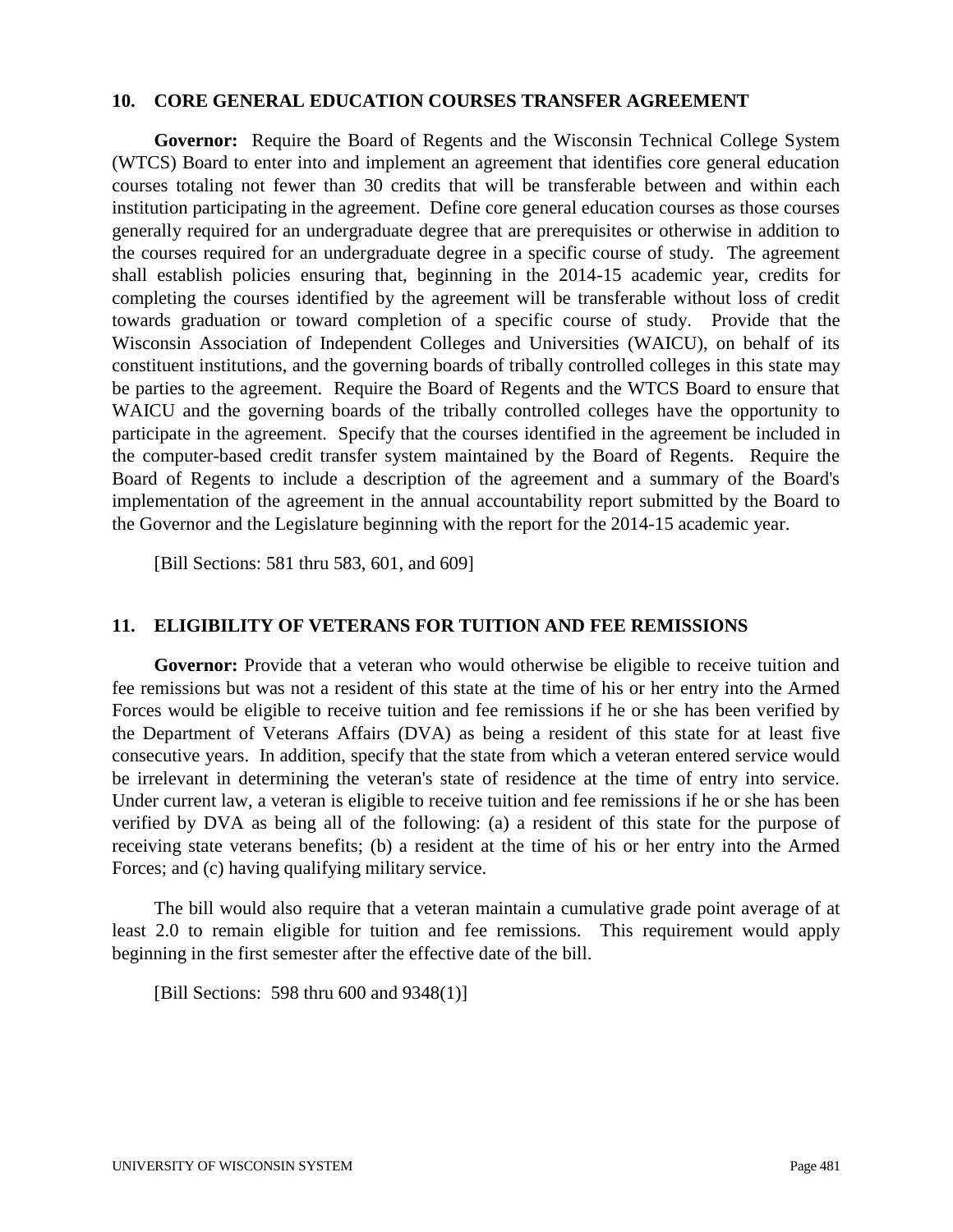## 10. CORE GENERAL EDUCATION COURSES TRANSFER AGREEMENT

**Governor:** Require the Board of Regents and the Wisconsin Technical College System (WTCS) Board to enter into and implement an agreement that identifies core general education courses totaling not fewer than 30 credits that will be transferable between and within each institution participating in the agreement. Define core general education courses as those courses generally required for an undergraduate degree that are prerequisites or otherwise in addition to the courses required for an undergraduate degree in a specific course of study. The agreement shall establish policies ensuring that, beginning in the 2014-15 academic year, credits for completing the courses identified by the agreement will be transferable without loss of credit towards graduation or toward completion of a specific course of study. Provide that the Wisconsin Association of Independent Colleges and Universities (WAICU), on behalf of its constituent institutions, and the governing boards of tribally controlled colleges in this state may be parties to the agreement. Require the Board of Regents and the WTCS Board to ensure that WAICU and the governing boards of the tribally controlled colleges have the opportunity to participate in the agreement. Specify that the courses identified in the agreement be included in the computer-based credit transfer system maintained by the Board of Regents. Require the Board of Regents to include a description of the agreement and a summary of the Board's implementation of the agreement in the annual accountability report submitted by the Board to the Governor and the Legislature beginning with the report for the 2014-15 academic year.

[Bill Sections: 581 thru 583, 601, and 609]

## 11. ELIGIBILITY OF VETERANS FOR TUITION AND FEE REMISSIONS

**Governor:** Provide that a veteran who would otherwise be eligible to receive tuition and fee remissions but was not a resident of this state at the time of his or her entry into the Armed Forces would be eligible to receive tuition and fee remissions if he or she has been verified by the Department of Veterans Affairs (DVA) as being a resident of this state for at least five consecutive years. In addition, specify that the state from which a veteran entered service would be irrelevant in determining the veteran's state of residence at the time of entry into service. Under current law, a veteran is eligible to receive tuition and fee remissions if he or she has been verified by DVA as being all of the following: (a) a resident of this state for the purpose of receiving state veterans benefits; (b) a resident at the time of his or her entry into the Armed Forces; and (c) having qualifying military service.

The bill would also require that a veteran maintain a cumulative grade point average of at least 2.0 to remain eligible for tuition and fee remissions. This requirement would apply beginning in the first semester after the effective date of the bill.

[Bill Sections: 598 thru 600 and 9348(1)]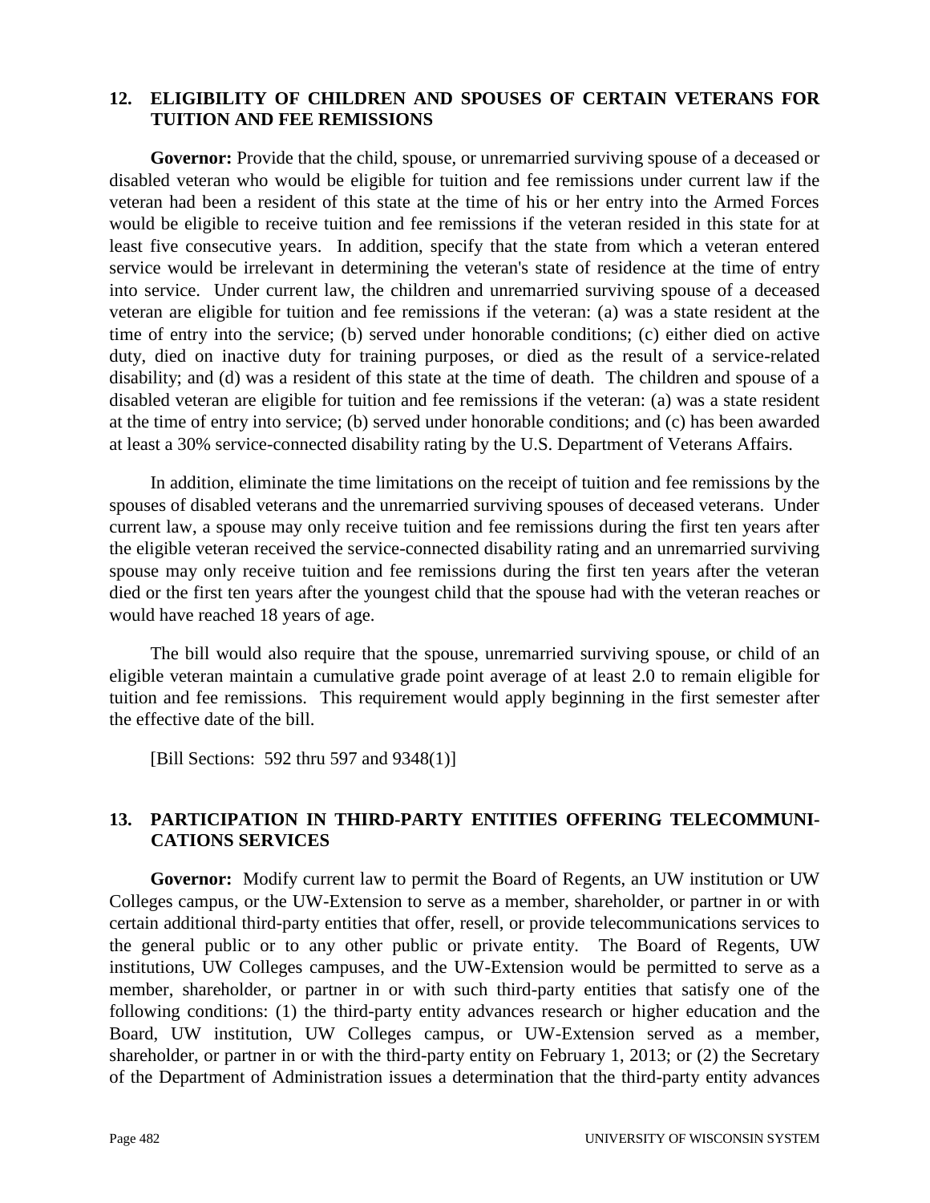## 12. ELIGIBILITY OF CHILDREN AND SPOUSES OF CERTAIN VETERANS FOR TUITION AND FEE REMISSIONS

**Governor:** Provide that the child, spouse, or unremarried surviving spouse of a deceased or disabled veteran who would be eligible for tuition and fee remissions under current law if the veteran had been a resident of this state at the time of his or her entry into the Armed Forces would be eligible to receive tuition and fee remissions if the veteran resided in this state for at least five consecutive years. In addition, specify that the state from which a veteran entered service would be irrelevant in determining the veteran's state of residence at the time of entry into service. Under current law, the children and unremarried surviving spouse of a deceased veteran are eligible for tuition and fee remissions if the veteran: (a) was a state resident at the time of entry into the service; (b) served under honorable conditions; (c) either died on active duty, died on inactive duty for training purposes, or died as the result of a service-related disability; and (d) was a resident of this state at the time of death. The children and spouse of a disabled veteran are eligible for tuition and fee remissions if the veteran: (a) was a state resident at the time of entry into service; (b) served under honorable conditions; and (c) has been awarded at least a 30% service-connected disability rating by the U.S. Department of Veterans Affairs.

In addition, eliminate the time limitations on the receipt of tuition and fee remissions by the spouses of disabled veterans and the unremarried surviving spouses of deceased veterans. Under current law, a spouse may only receive tuition and fee remissions during the first ten years after the eligible veteran received the service-connected disability rating and an unremarried surviving spouse may only receive tuition and fee remissions during the first ten years after the veteran died or the first ten years after the youngest child that the spouse had with the veteran reaches or would have reached 18 years of age.

The bill would also require that the spouse, unremarried surviving spouse, or child of an eligible veteran maintain a cumulative grade point average of at least 2.0 to remain eligible for tuition and fee remissions. This requirement would apply beginning in the first semester after the effective date of the bill.

[Bill Sections: 592 thru 597 and 9348(1)]

## 13. PARTICIPATION IN THIRD-PARTY ENTITIES OFFERING TELECOMMUNICATIONS SERVICES

**Governor:** Modify current law to permit the Board of Regents, an UW institution or UW Colleges campus, or the UW-Extension to serve as a member, shareholder, or partner in or with certain additional third-party entities that offer, resell, or provide telecommunications services to the general public or to any other public or private entity. The Board of Regents, UW institutions, UW Colleges campuses, and the UW-Extension would be permitted to serve as a member, shareholder, or partner in or with such third-party entities that satisfy one of the following conditions: (1) the third-party entity advances research or higher education and the Board, UW institution, UW Colleges campus, or UW-Extension served as a member, shareholder, or partner in or with the third-party entity on February 1, 2013; or (2) the Secretary of the Department of Administration issues a determination that the third-party entity advances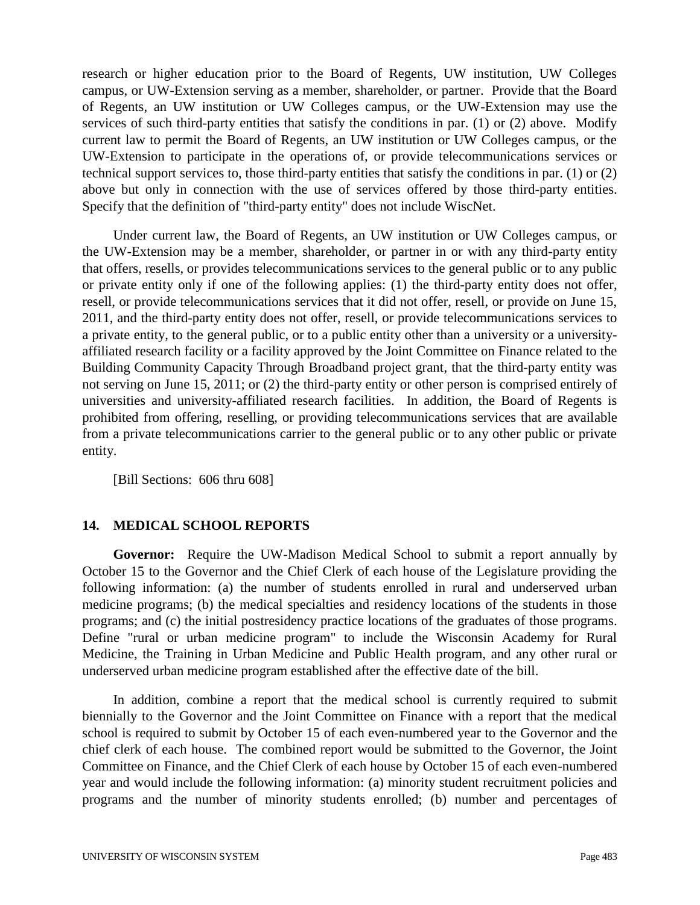research or higher education prior to the Board of Regents, UW institution, UW Colleges campus, or UW-Extension serving as a member, shareholder, or partner. Provide that the Board of Regents, an UW institution or UW Colleges campus, or the UW-Extension may use the services of such third-party entities that satisfy the conditions in par. (1) or (2) above. Modify current law to permit the Board of Regents, an UW institution or UW Colleges campus, or the UW-Extension to participate in the operations of, or provide telecommunications services or technical support services to, those third-party entities that satisfy the conditions in par. (1) or (2) above but only in connection with the use of services offered by those third-party entities. Specify that the definition of "third-party entity" does not include WiscNet.

Under current law, the Board of Regents, an UW institution or UW Colleges campus, or the UW-Extension may be a member, shareholder, or partner in or with any third-party entity that offers, resells, or provides telecommunications services to the general public or to any public or private entity only if one of the following applies: (1) the third-party entity does not offer, resell, or provide telecommunications services that it did not offer, resell, or provide on June 15, 2011, and the third-party entity does not offer, resell, or provide telecommunications services to a private entity, to the general public, or to a public entity other than a university or a university-affiliated research facility or a facility approved by the Joint Committee on Finance related to the Building Community Capacity Through Broadband project grant, that the third-party entity was not serving on June 15, 2011; or (2) the third-party entity or other person is comprised entirely of universities and university-affiliated research facilities. In addition, the Board of Regents is prohibited from offering, reselling, or providing telecommunications services that are available from a private telecommunications carrier to the general public or to any other public or private entity.

[Bill Sections: 606 thru 608]

## 14. MEDICAL SCHOOL REPORTS

**Governor:** Require the UW-Madison Medical School to submit a report annually by October 15 to the Governor and the Chief Clerk of each house of the Legislature providing the following information: (a) the number of students enrolled in rural and underserved urban medicine programs; (b) the medical specialties and residency locations of the students in those programs; and (c) the initial postresidency practice locations of the graduates of those programs. Define "rural or urban medicine program" to include the Wisconsin Academy for Rural Medicine, the Training in Urban Medicine and Public Health program, and any other rural or underserved urban medicine program established after the effective date of the bill.

In addition, combine a report that the medical school is currently required to submit biennially to the Governor and the Joint Committee on Finance with a report that the medical school is required to submit by October 15 of each even-numbered year to the Governor and the chief clerk of each house. The combined report would be submitted to the Governor, the Joint Committee on Finance, and the Chief Clerk of each house by October 15 of each even-numbered year and would include the following information: (a) minority student recruitment policies and programs and the number of minority students enrolled; (b) number and percentages of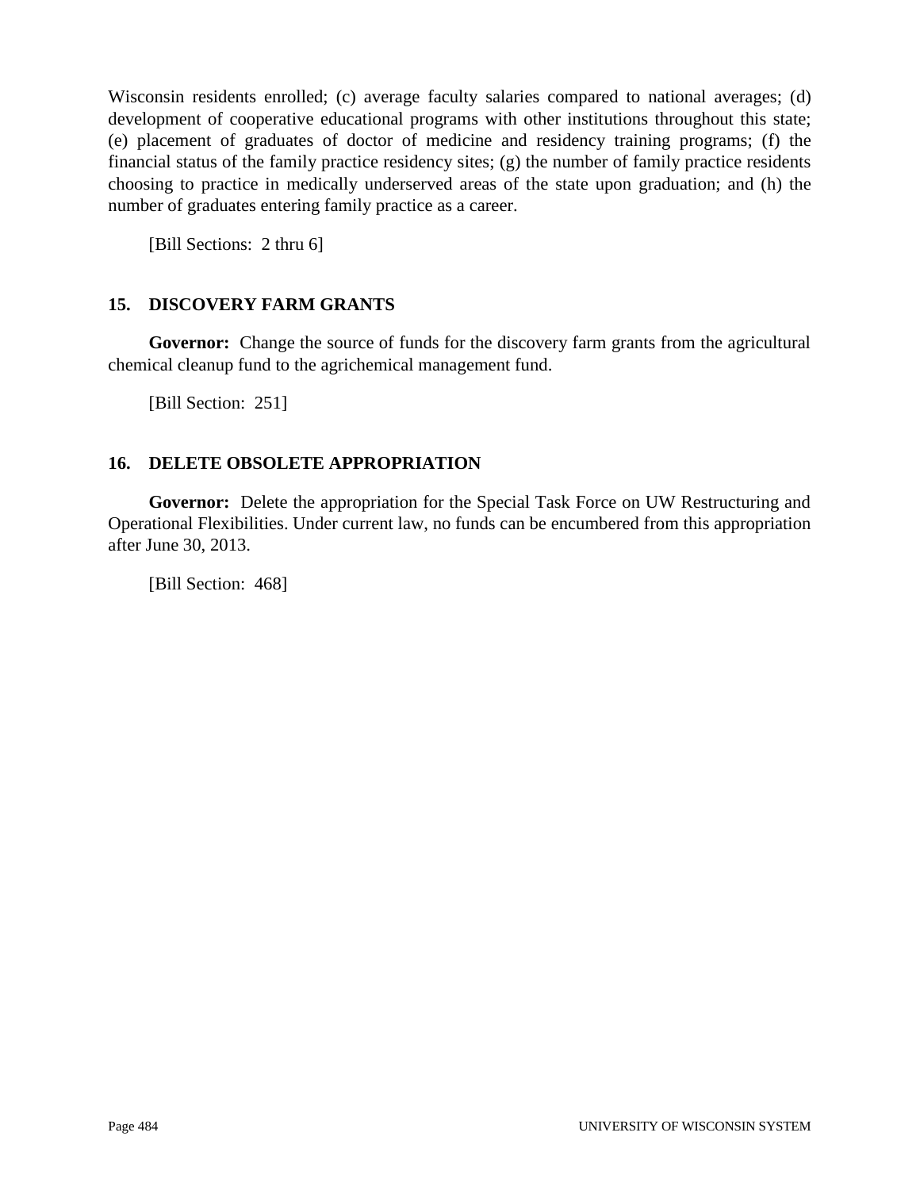Wisconsin residents enrolled; (c) average faculty salaries compared to national averages; (d) development of cooperative educational programs with other institutions throughout this state; (e) placement of graduates of doctor of medicine and residency training programs; (f) the financial status of the family practice residency sites; (g) the number of family practice residents choosing to practice in medically underserved areas of the state upon graduation; and (h) the number of graduates entering family practice as a career.

[Bill Sections: 2 thru 6]

## 15. DISCOVERY FARM GRANTS

**Governor:** Change the source of funds for the discovery farm grants from the agricultural chemical cleanup fund to the agrichemical management fund.

[Bill Section: 251]

## 16. DELETE OBSOLETE APPROPRIATION

**Governor:** Delete the appropriation for the Special Task Force on UW Restructuring and Operational Flexibilities. Under current law, no funds can be encumbered from this appropriation after June 30, 2013.

[Bill Section: 468]